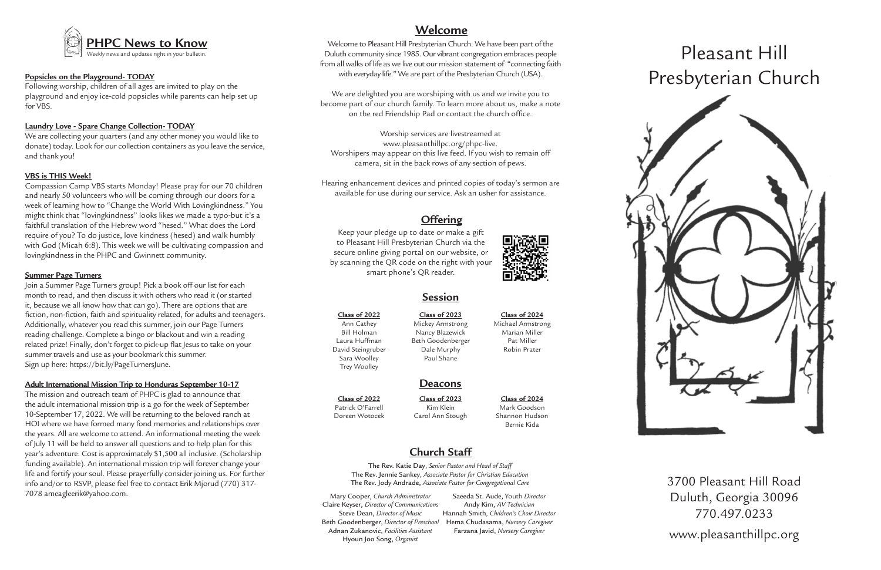# PHPC News to Know

Weekly news and updates right in your bulletin.

**Popsicles on the Playground- TODAY**

Following worship, children of all ages are invited to play on the playground and enjoy ice-cold popsicles while parents can help set up for VBS.

**Laundry Love - Spare Change Collection- TODAY**

We are collecting your quarters (and any other money you would like to donate) today. Look for our collection containers as you leave the service, and thank you!

**VBS is THIS Week!**

Compassion Camp VBS starts Monday! Please pray for our 70 children and nearly 50 volunteers who will be coming through our doors for a week of learning how to "Change the World With Lovingkindness." You might think that "lovingkindness" looks likes we made a typo-but it's a faithful translation of the Hebrew word "hesed." What does the Lord require of you? To do justice, love kindness (hesed) and walk humbly with God (Micah 6:8). This week we will be cultivating compassion and lovingkindness in the PHPC and Gwinnett community.

**Summer Page Turners**

Join a Summer Page Turners group! Pick a book off our list for each month to read, and then discuss it with others who read it (or started it, because we all know how that can go). There are options that are fiction, non-fiction, faith and spirituality related, for adults and teenagers. Additionally, whatever you read this summer, join our Page Turners reading challenge. Complete a bingo or blackout and win a reading related prize! Finally, don't forget to pick-up flat Jesus to take on your summer travels and use as your bookmark this summer.
Sign up here: https://bit.ly/PageTurnersJune.

**Adult International Mission Trip to Honduras September 10-17**

The mission and outreach team of PHPC is glad to announce that the adult international mission trip is a go for the week of September 10-September 17, 2022. We will be returning to the beloved ranch at HOI where we have formed many fond memories and relationships over the years. All are welcome to attend. An informational meeting the week of July 11 will be held to answer all questions and to help plan for this year's adventure. Cost is approximately $1,500 all inclusive. (Scholarship funding available). An international mission trip will forever change your life and fortify your soul. Please prayerfully consider joining us. For further info and/or to RSVP, please feel free to contact Erik Mjorud (770) 317-7078 ameagleerik@yahoo.com.

## Welcome

Welcome to Pleasant Hill Presbyterian Church. We have been part of the Duluth community since 1985. Our vibrant congregation embraces people from all walks of life as we live out our mission statement of "connecting faith with everyday life." We are part of the Presbyterian Church (USA).

We are delighted you are worshiping with us and we invite you to become part of our church family. To learn more about us, make a note on the red Friendship Pad or contact the church office.

Worship services are livestreamed at www.pleasanthillpc.org/phpc-live.
Worshipers may appear on this live feed. If you wish to remain off camera, sit in the back rows of any section of pews.

Hearing enhancement devices and printed copies of today's sermon are available for use during our service. Ask an usher for assistance.

## Offering

Keep your pledge up to date or make a gift to Pleasant Hill Presbyterian Church via the secure online giving portal on our website, or by scanning the QR code on the right with your smart phone's QR reader.

## Session

| Class of 2022 | Class of 2023 | Class of 2024 |
|---|---|---|
| Ann Cathey | Mickey Armstrong | Michael Armstrong |
| Bill Holman | Nancy Blazewick | Marian Miller |
| Laura Huffman | Beth Goodenberger | Pat Miller |
| David Steingruber | Dale Murphy | Robin Prater |
| Sara Woolley | Paul Shane | |
| Trey Woolley | | |

## Deacons

| Class of 2022 | Class of 2023 | Class of 2024 |
|---|---|---|
| Patrick O'Farrell | Kim Klein | Mark Goodson |
| Doreen Wotocek | Carol Ann Stough | Shannon Hudson |
| | | Bernie Kida |

## Church Staff

The Rev. Katie Day, *Senior Pastor and Head of Staff*
The Rev. Jennie Sankey, *Associate Pastor for Christian Education*
The Rev. Jody Andrade, *Associate Pastor for Congregational Care*

Mary Cooper, *Church Administrator*
Claire Keyser, *Director of Communications*
Steve Dean, *Director of Music*
Beth Goodenberger, *Director of Preschool*
Adnan Zukanovic, *Facilities Assistant*
Hyoun Joo Song, *Organist*
Saeeda St. Aude, Youth *Director*
Andy Kim, *AV Technician*
Hannah Smith, *Children's Choir Director*
Hema Chudasama, *Nursery Caregiver*
Farzana Javid, *Nursery Caregiver*

# Pleasant Hill Presbyterian Church

3700 Pleasant Hill Road
Duluth, Georgia 30096
770.497.0233

www.pleasanthillpc.org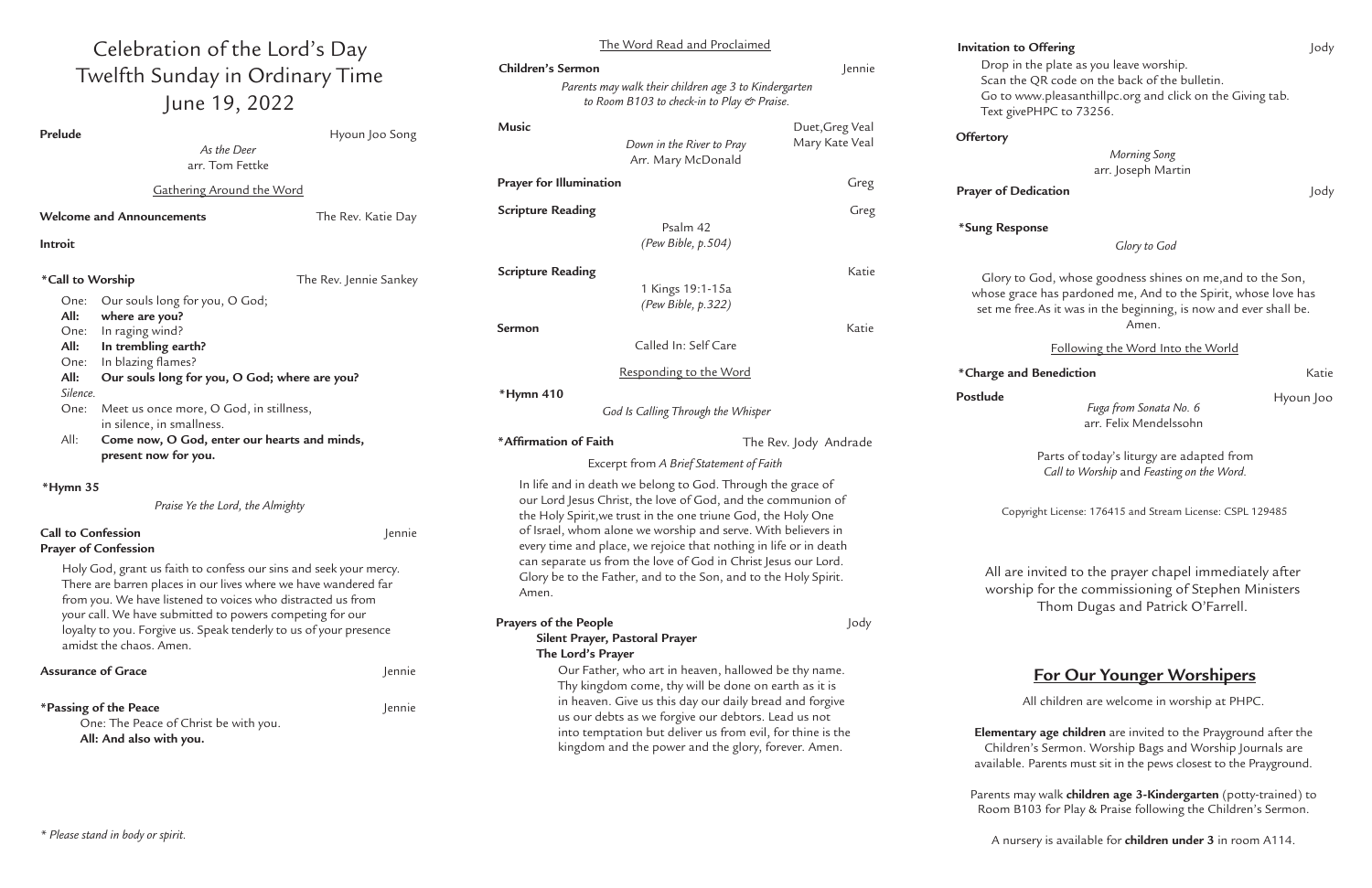# Celebration of the Lord's Day
# Twelfth Sunday in Ordinary Time
# June 19, 2022

**Prelude** — Hyoun Joo Song

*As the Deer*
arr. Tom Fettke

## Gathering Around the Word

**Welcome and Announcements** — The Rev. Katie Day

**Introit**

**\*Call to Worship** — The Rev. Jennie Sankey

One: Our souls long for you, O God;
**All: where are you?**
One: In raging wind?
**All: In trembling earth?**
One: In blazing flames?
**All: Our souls long for you, O God; where are you?**
*Silence.*
One: Meet us once more, O God, in stillness, in silence, in smallness.
All: **Come now, O God, enter our hearts and minds, present now for you.**

**\*Hymn 35**

*Praise Ye the Lord, the Almighty*

**Call to Confession** — Jennie

**Prayer of Confession**

Holy God, grant us faith to confess our sins and seek your mercy. There are barren places in our lives where we have wandered far from you. We have listened to voices who distracted us from your call. We have submitted to powers competing for our loyalty to you. Forgive us. Speak tenderly to us of your presence amidst the chaos. Amen.

**Assurance of Grace** — Jennie

**\*Passing of the Peace** — Jennie

One: The Peace of Christ be with you.
**All: And also with you.**

*\* Please stand in body or spirit.*

## The Word Read and Proclaimed

**Children's Sermon** — Jennie

*Parents may walk their children age 3 to Kindergarten to Room B103 to check-in to Play & Praise.*

**Music** — Duet, Greg Veal, Mary Kate Veal

*Down in the River to Pray*
Arr. Mary McDonald

**Prayer for Illumination** — Greg

**Scripture Reading** — Greg

Psalm 42
*(Pew Bible, p.504)*

**Scripture Reading** — Katie

1 Kings 19:1-15a
*(Pew Bible, p.322)*

**Sermon** — Katie

Called In: Self Care

## Responding to the Word

**\*Hymn 410**

*God Is Calling Through the Whisper*

**\*Affirmation of Faith** — The Rev. Jody Andrade

Excerpt from *A Brief Statement of Faith*

In life and in death we belong to God. Through the grace of our Lord Jesus Christ, the love of God, and the communion of the Holy Spirit,we trust in the one triune God, the Holy One of Israel, whom alone we worship and serve. With believers in every time and place, we rejoice that nothing in life or in death can separate us from the love of God in Christ Jesus our Lord. Glory be to the Father, and to the Son, and to the Holy Spirit. Amen.

**Prayers of the People** — Jody

**Silent Prayer, Pastoral Prayer**

**The Lord's Prayer**

Our Father, who art in heaven, hallowed be thy name. Thy kingdom come, thy will be done on earth as it is in heaven. Give us this day our daily bread and forgive us our debts as we forgive our debtors. Lead us not into temptation but deliver us from evil, for thine is the kingdom and the power and the glory, forever. Amen.

**Invitation to Offering** — Jody

Drop in the plate as you leave worship.
Scan the QR code on the back of the bulletin.
Go to www.pleasanthillpc.org and click on the Giving tab.
Text givePHPC to 73256.

**Offertory**

*Morning Song*
arr. Joseph Martin

**Prayer of Dedication** — Jody

**\*Sung Response**

*Glory to God*

Glory to God, whose goodness shines on me,and to the Son, whose grace has pardoned me, And to the Spirit, whose love has set me free.As it was in the beginning, is now and ever shall be. Amen.

## Following the Word Into the World

**\*Charge and Benediction** — Katie

**Postlude** — Hyoun Joo

*Fuga from Sonata No. 6*
arr. Felix Mendelssohn

Parts of today's liturgy are adapted from *Call to Worship* and *Feasting on the Word.*

Copyright License: 176415 and Stream License: CSPL 129485

All are invited to the prayer chapel immediately after worship for the commissioning of Stephen Ministers Thom Dugas and Patrick O'Farrell.

## For Our Younger Worshipers

All children are welcome in worship at PHPC.

**Elementary age children** are invited to the Prayground after the Children's Sermon. Worship Bags and Worship Journals are available. Parents must sit in the pews closest to the Prayground.

Parents may walk **children age 3-Kindergarten** (potty-trained) to Room B103 for Play & Praise following the Children's Sermon.

A nursery is available for **children under 3** in room A114.